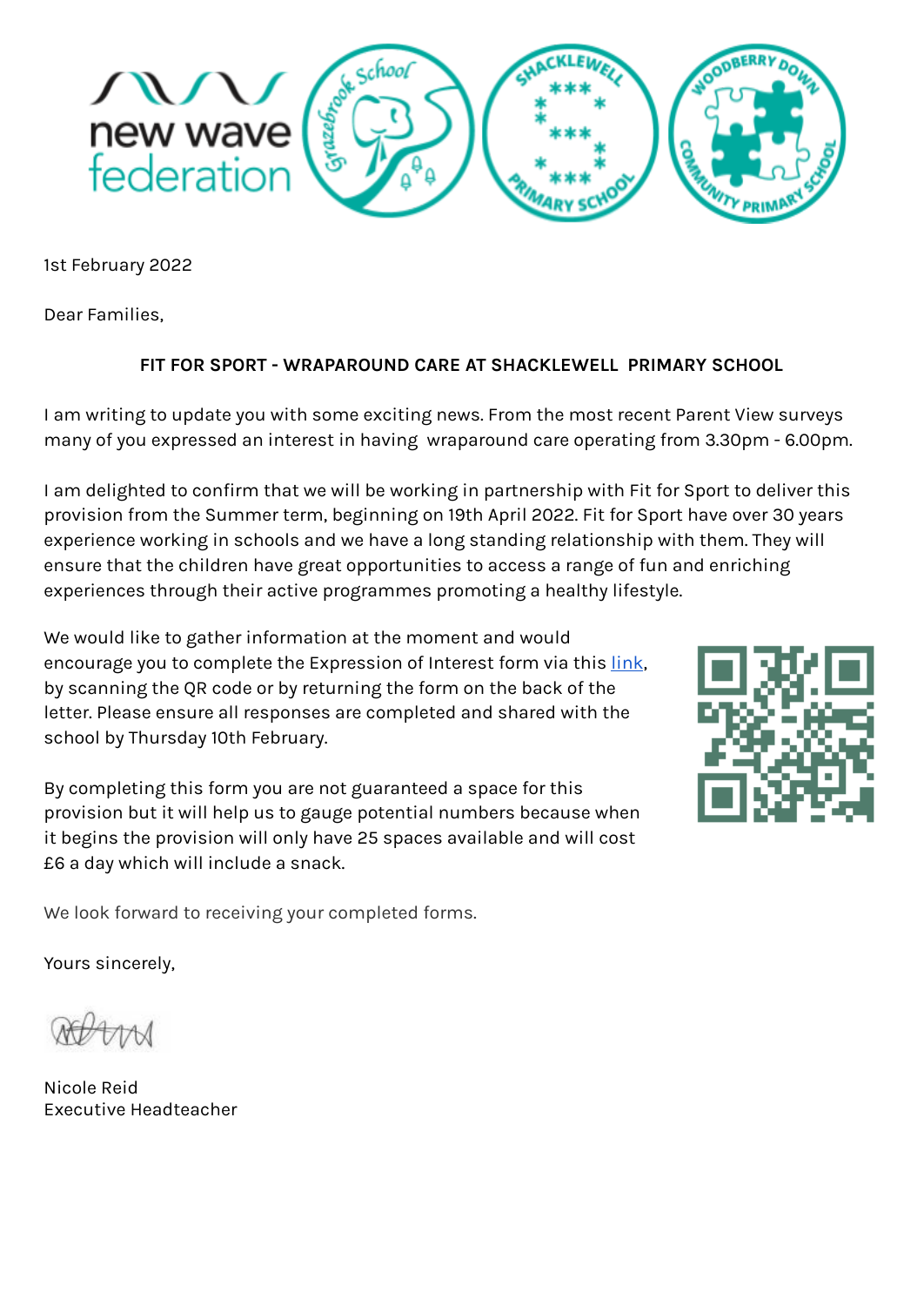1st February 2022

Dear Families,

**FIT FOR SPORT - WRAPAROUND CARE AT SHACKLEWELL PRIMARY SCHOOL**

I am writing to update you with some exciting news. From the most recent Parent View surveys many of you expressed an interest in having wraparound care operating from 3.30pm - 6.00pm.

I am delighted to confirm that we will be working in partnership with Fit for Sport to deliver this provision from the Summer term, beginning on 19th April 2022. Fit for Sport have over 30 years experience working in schools and we have a long standing relationship with them. They will ensure that the children have great opportunities to access a range of fun and enriching experiences through their active programmes promoting a healthy lifestyle.

We would like to gather information at the moment and would encourage you to complete the Expression of Interest form via this link, by scanning the QR code or by returning the form on the back of the letter. Please ensure all responses are completed and shared with the school by Thursday 10th February.

By completing this form you are not guaranteed a space for this provision but it will help us to gauge potential numbers because when it begins the provision will only have 25 spaces available and will cost £6 a day which will include a snack.

We look forward to receiving your completed forms.

Yours sincerely,

Nicole Reid
Executive Headteacher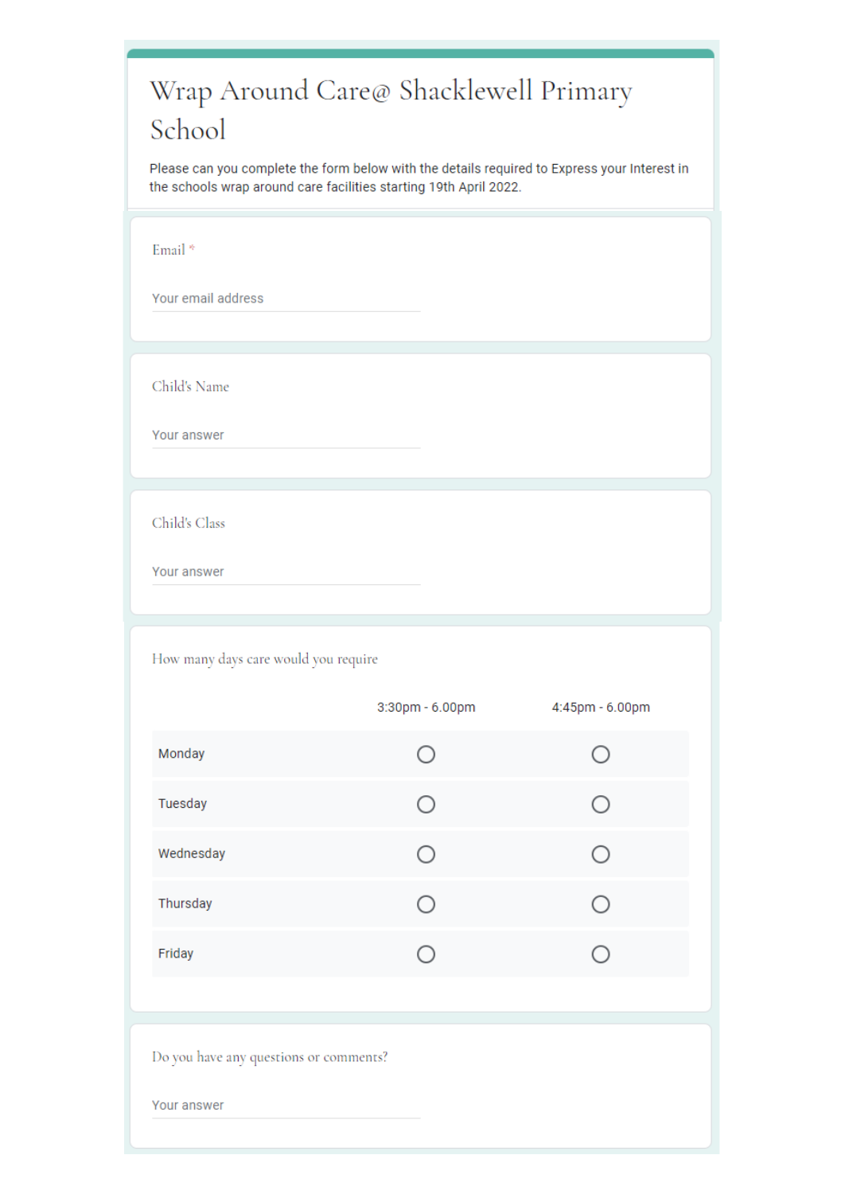# Wrap Around Care@ Shacklewell Primary School

Please can you complete the form below with the details required to Express your Interest in the schools wrap around care facilities starting 19th April 2022.

Email *

Your email address

Child's Name

Your answer

Child's Class

Your answer

How many days care would you require

| | 3:30pm - 6.00pm | 4:45pm - 6.00pm |
|---|---|---|
| Monday | ○ | ○ |
| Tuesday | ○ | ○ |
| Wednesday | ○ | ○ |
| Thursday | ○ | ○ |
| Friday | ○ | ○ |

Do you have any questions or comments?

Your answer